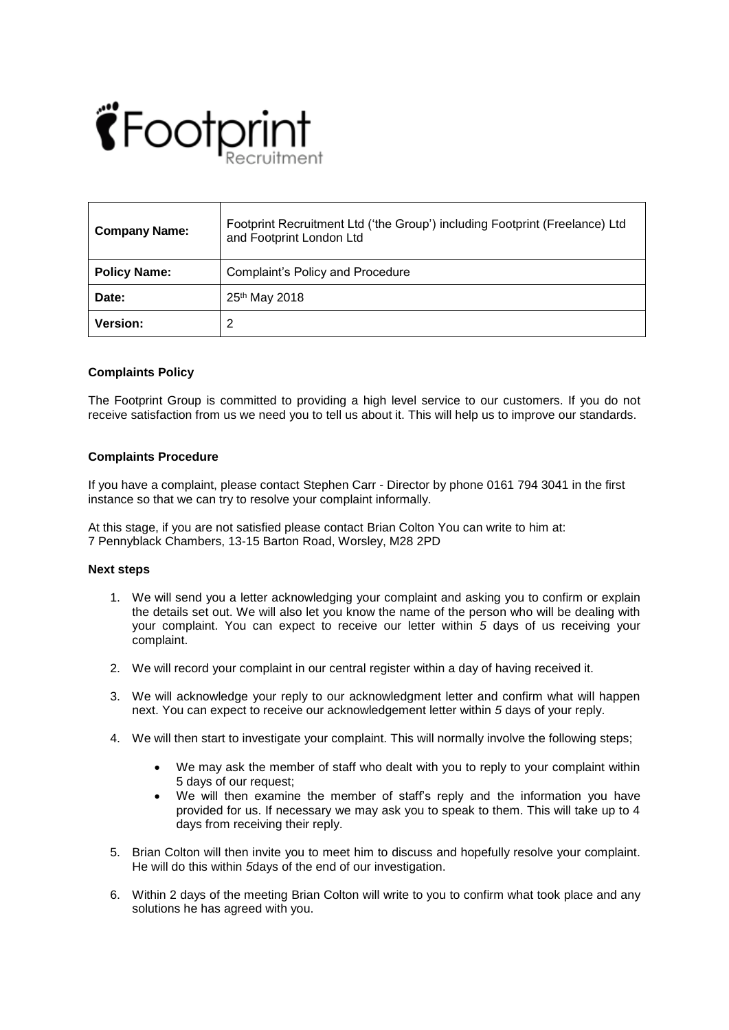| **Company Name:** | Footprint Recruitment Ltd ('the Group') including Footprint (Freelance) Ltd and Footprint London Ltd |
|---|---|
| **Policy Name:** | Complaint's Policy and Procedure |
| **Date:** | 25th May 2018 |
| **Version:** | 2 |

**Complaints Policy**

The Footprint Group is committed to providing a high level service to our customers. If you do not receive satisfaction from us we need you to tell us about it. This will help us to improve our standards.

**Complaints Procedure**

If you have a complaint, please contact Stephen Carr - Director by phone 0161 794 3041 in the first instance so that we can try to resolve your complaint informally.

At this stage, if you are not satisfied please contact Brian Colton You can write to him at:
7 Pennyblack Chambers, 13-15 Barton Road, Worsley, M28 2PD

**Next steps**

1. We will send you a letter acknowledging your complaint and asking you to confirm or explain the details set out. We will also let you know the name of the person who will be dealing with your complaint. You can expect to receive our letter within *5* days of us receiving your complaint.

2. We will record your complaint in our central register within a day of having received it.

3. We will acknowledge your reply to our acknowledgment letter and confirm what will happen next. You can expect to receive our acknowledgement letter within *5* days of your reply.

4. We will then start to investigate your complaint. This will normally involve the following steps;

    - We may ask the member of staff who dealt with you to reply to your complaint within 5 days of our request;
    - We will then examine the member of staff's reply and the information you have provided for us. If necessary we may ask you to speak to them. This will take up to 4 days from receiving their reply.

5. Brian Colton will then invite you to meet him to discuss and hopefully resolve your complaint. He will do this within *5*days of the end of our investigation.

6. Within 2 days of the meeting Brian Colton will write to you to confirm what took place and any solutions he has agreed with you.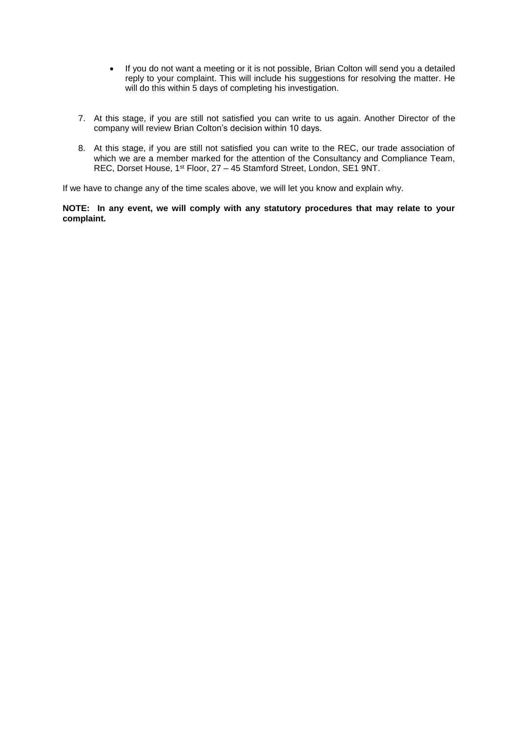- If you do not want a meeting or it is not possible, Brian Colton will send you a detailed reply to your complaint. This will include his suggestions for resolving the matter. He will do this within 5 days of completing his investigation.

7. At this stage, if you are still not satisfied you can write to us again. Another Director of the company will review Brian Colton's decision within 10 days.
8. At this stage, if you are still not satisfied you can write to the REC, our trade association of which we are a member marked for the attention of the Consultancy and Compliance Team, REC, Dorset House, 1st Floor, 27 – 45 Stamford Street, London, SE1 9NT.

If we have to change any of the time scales above, we will let you know and explain why.

**NOTE: In any event, we will comply with any statutory procedures that may relate to your complaint.**